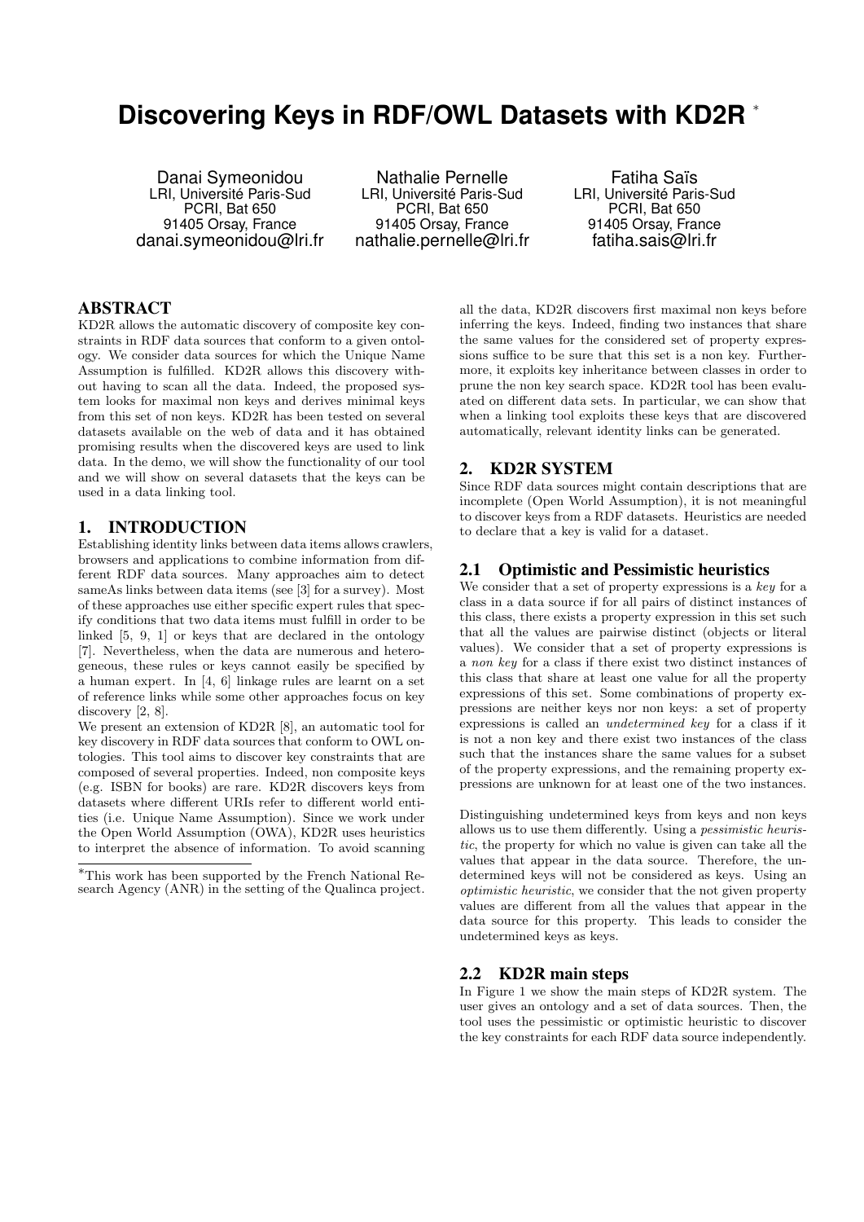# Discovering Keys in RDF/OWL Datasets with KD2R *

Danai Symeonidou
LRI, Université Paris-Sud
PCRI, Bat 650
91405 Orsay, France
danai.symeonidou@lri.fr

Nathalie Pernelle
LRI, Université Paris-Sud
PCRI, Bat 650
91405 Orsay, France
nathalie.pernelle@lri.fr

Fatiha Saïs
LRI, Université Paris-Sud
PCRI, Bat 650
91405 Orsay, France
fatiha.sais@lri.fr

## ABSTRACT

KD2R allows the automatic discovery of composite key constraints in RDF data sources that conform to a given ontology. We consider data sources for which the Unique Name Assumption is fulfilled. KD2R allows this discovery without having to scan all the data. Indeed, the proposed system looks for maximal non keys and derives minimal keys from this set of non keys. KD2R has been tested on several datasets available on the web of data and it has obtained promising results when the discovered keys are used to link data. In the demo, we will show the functionality of our tool and we will show on several datasets that the keys can be used in a data linking tool.

## 1. INTRODUCTION

Establishing identity links between data items allows crawlers, browsers and applications to combine information from different RDF data sources. Many approaches aim to detect sameAs links between data items (see [3] for a survey). Most of these approaches use either specific expert rules that specify conditions that two data items must fulfill in order to be linked [5, 9, 1] or keys that are declared in the ontology [7]. Nevertheless, when the data are numerous and heterogeneous, these rules or keys cannot easily be specified by a human expert. In [4, 6] linkage rules are learnt on a set of reference links while some other approaches focus on key discovery [2, 8].

We present an extension of KD2R [8], an automatic tool for key discovery in RDF data sources that conform to OWL ontologies. This tool aims to discover key constraints that are composed of several properties. Indeed, non composite keys (e.g. ISBN for books) are rare. KD2R discovers keys from datasets where different URIs refer to different world entities (i.e. Unique Name Assumption). Since we work under the Open World Assumption (OWA), KD2R uses heuristics to interpret the absence of information. To avoid scanning all the data, KD2R discovers first maximal non keys before inferring the keys. Indeed, finding two instances that share the same values for the considered set of property expressions suffice to be sure that this set is a non key. Furthermore, it exploits key inheritance between classes in order to prune the non key search space. KD2R tool has been evaluated on different data sets. In particular, we can show that when a linking tool exploits these keys that are discovered automatically, relevant identity links can be generated.

*This work has been supported by the French National Research Agency (ANR) in the setting of the Qualinca project.

## 2. KD2R SYSTEM

Since RDF data sources might contain descriptions that are incomplete (Open World Assumption), it is not meaningful to discover keys from a RDF datasets. Heuristics are needed to declare that a key is valid for a dataset.

### 2.1 Optimistic and Pessimistic heuristics

We consider that a set of property expressions is a *key* for a class in a data source if for all pairs of distinct instances of this class, there exists a property expression in this set such that all the values are pairwise distinct (objects or literal values). We consider that a set of property expressions is a *non key* for a class if there exist two distinct instances of this class that share at least one value for all the property expressions of this set. Some combinations of property expressions are neither keys nor non keys: a set of property expressions is called an *undetermined key* for a class if it is not a non key and there exist two instances of the class such that the instances share the same values for a subset of the property expressions, and the remaining property expressions are unknown for at least one of the two instances.

Distinguishing undetermined keys from keys and non keys allows us to use them differently. Using a *pessimistic heuristic*, the property for which no value is given can take all the values that appear in the data source. Therefore, the undetermined keys will not be considered as keys. Using an *optimistic heuristic*, we consider that the not given property values are different from all the values that appear in the data source for this property. This leads to consider the undetermined keys as keys.

### 2.2 KD2R main steps

In Figure 1 we show the main steps of KD2R system. The user gives an ontology and a set of data sources. Then, the tool uses the pessimistic or optimistic heuristic to discover the key constraints for each RDF data source independently.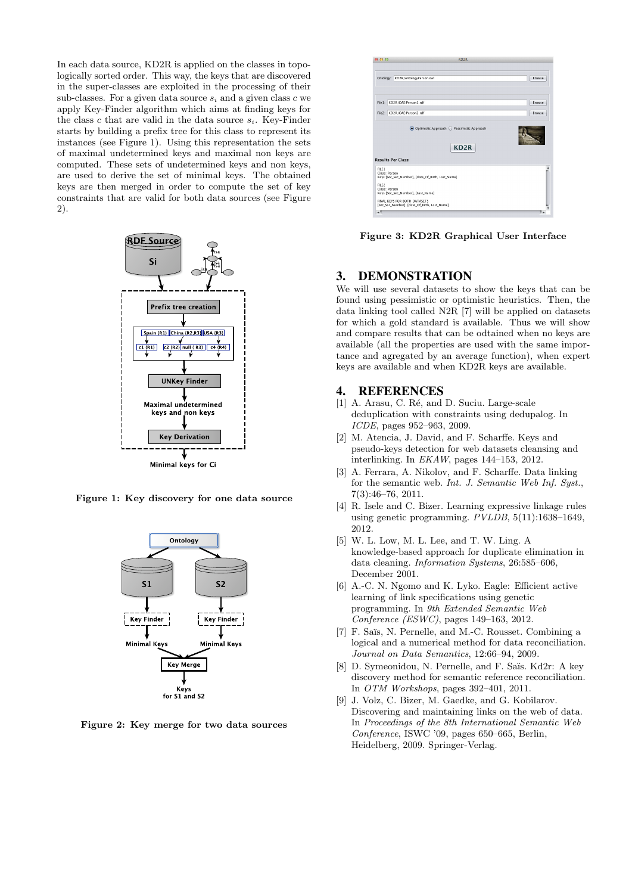In each data source, KD2R is applied on the classes in topologically sorted order. This way, the keys that are discovered in the super-classes are exploited in the processing of their sub-classes. For a given data source $s_i$ and a given class $c$ we apply Key-Finder algorithm which aims at finding keys for the class $c$ that are valid in the data source $s_i$. Key-Finder starts by building a prefix tree for this class to represent its instances (see Figure 1). Using this representation the sets of maximal undetermined keys and maximal non keys are computed. These sets of undetermined keys and non keys, are used to derive the set of minimal keys. The obtained keys are then merged in order to compute the set of key constraints that are valid for both data sources (see Figure 2).

RDF Source
Si
isa
isa
isa
isa
Prefix tree creation
Spain {R1} | China {R2,R3} | USA {R3}
c1 {R1} | c2 {R2} | null { R3} | c4 {R4}
UNKey Finder
Maximal undetermined keys and non keys
Key Derivation
Minimal keys for Ci

**Figure 1: Key discovery for one data source**

Ontology
S1
S2
Key Finder
Key Finder
Minimal Keys
Minimal Keys
Key Merge
Keys for S1 and S2

**Figure 2: Key merge for two data sources**

KD2R
Ontology: KD2R/ontologyPerson.owl
Browse
File1: KD2R/OAEIPerson1.rdf
Browse
File2: KD2R/OAEIPerson2.rdf
Browse
Optimistic Approach
Pessimistic Approach
KD2R
Results Per Class:
FILE1
Class: Person
Keys:[Soc_Sec_Number], [date_Of_Birth, Last_Name]
FILE2
Class: Person
Keys:[Soc_Sec_Number], [Last_Name]
FINAL KEYS FOR BOTH DATASETS
[Soc_Sec_Number], [date_Of_Birth, Last_Name]

**Figure 3: KD2R Graphical User Interface**

## 3. DEMONSTRATION

We will use several datasets to show the keys that can be found using pessimistic or optimistic heuristics. Then, the data linking tool called N2R [7] will be applied on datasets for which a gold standard is available. Thus we will show and compare results that can be odtained when no keys are available (all the properties are used with the same importance and agregated by an average function), when expert keys are available and when KD2R keys are available.

## 4. REFERENCES

[1] A. Arasu, C. Ré, and D. Suciu. Large-scale deduplication with constraints using dedupalog. In *ICDE*, pages 952–963, 2009.

[2] M. Atencia, J. David, and F. Scharffe. Keys and pseudo-keys detection for web datasets cleansing and interlinking. In *EKAW*, pages 144–153, 2012.

[3] A. Ferrara, A. Nikolov, and F. Scharffe. Data linking for the semantic web. *Int. J. Semantic Web Inf. Syst.*, 7(3):46–76, 2011.

[4] R. Isele and C. Bizer. Learning expressive linkage rules using genetic programming. *PVLDB*, 5(11):1638–1649, 2012.

[5] W. L. Low, M. L. Lee, and T. W. Ling. A knowledge-based approach for duplicate elimination in data cleaning. *Information Systems*, 26:585–606, December 2001.

[6] A.-C. N. Ngomo and K. Lyko. Eagle: Efficient active learning of link specifications using genetic programming. In *9th Extended Semantic Web Conference (ESWC)*, pages 149–163, 2012.

[7] F. Saïs, N. Pernelle, and M.-C. Rousset. Combining a logical and a numerical method for data reconciliation. *Journal on Data Semantics*, 12:66–94, 2009.

[8] D. Symeonidou, N. Pernelle, and F. Saïs. Kd2r: A key discovery method for semantic reference reconciliation. In *OTM Workshops*, pages 392–401, 2011.

[9] J. Volz, C. Bizer, M. Gaedke, and G. Kobilarov. Discovering and maintaining links on the web of data. In *Proceedings of the 8th International Semantic Web Conference*, ISWC '09, pages 650–665, Berlin, Heidelberg, 2009. Springer-Verlag.